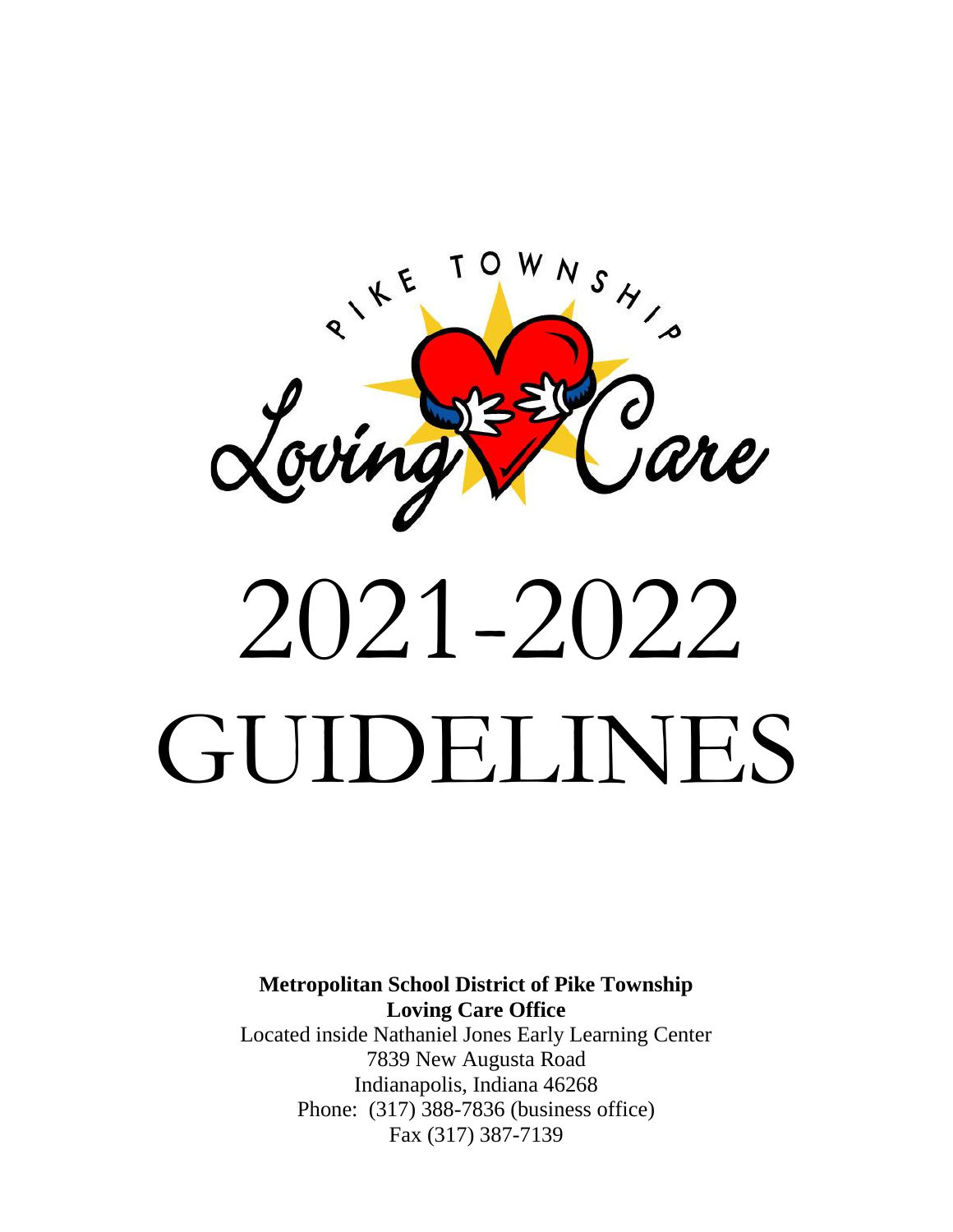PIKE TOWNSHIP

Loving Care

# 2021-2022 GUIDELINES

**Metropolitan School District of Pike Township**
**Loving Care Office**
Located inside Nathaniel Jones Early Learning Center
7839 New Augusta Road
Indianapolis, Indiana 46268
Phone: (317) 388-7836 (business office)
Fax (317) 387-7139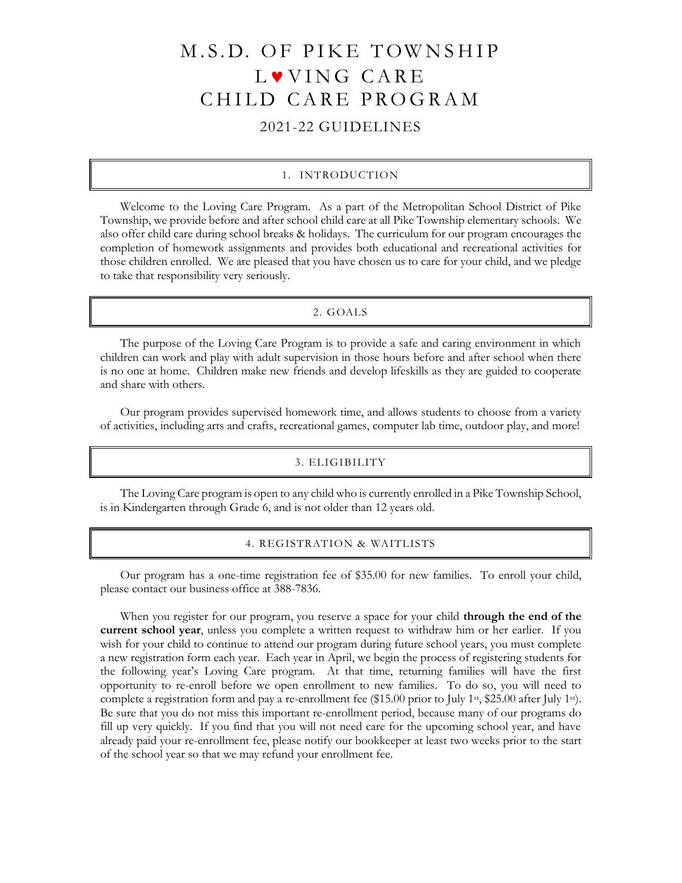# M.S.D. OF PIKE TOWNSHIP
# L♥VING CARE
# CHILD CARE PROGRAM

## 2021-22 GUIDELINES

### 1. INTRODUCTION

Welcome to the Loving Care Program. As a part of the Metropolitan School District of Pike Township, we provide before and after school child care at all Pike Township elementary schools. We also offer child care during school breaks & holidays. The curriculum for our program encourages the completion of homework assignments and provides both educational and recreational activities for those children enrolled. We are pleased that you have chosen us to care for your child, and we pledge to take that responsibility very seriously.

### 2. GOALS

The purpose of the Loving Care Program is to provide a safe and caring environment in which children can work and play with adult supervision in those hours before and after school when there is no one at home. Children make new friends and develop lifeskills as they are guided to cooperate and share with others.

Our program provides supervised homework time, and allows students to choose from a variety of activities, including arts and crafts, recreational games, computer lab time, outdoor play, and more!

### 3. ELIGIBILITY

The Loving Care program is open to any child who is currently enrolled in a Pike Township School, is in Kindergarten through Grade 6, and is not older than 12 years old.

### 4. REGISTRATION & WAITLISTS

Our program has a one-time registration fee of $35.00 for new families. To enroll your child, please contact our business office at 388-7836.

When you register for our program, you reserve a space for your child **through the end of the current school year**, unless you complete a written request to withdraw him or her earlier. If you wish for your child to continue to attend our program during future school years, you must complete a new registration form each year. Each year in April, we begin the process of registering students for the following year's Loving Care program. At that time, returning families will have the first opportunity to re-enroll before we open enrollment to new families. To do so, you will need to complete a registration form and pay a re-enrollment fee ($15.00 prior to July 1st, $25.00 after July 1st). Be sure that you do not miss this important re-enrollment period, because many of our programs do fill up very quickly. If you find that you will not need care for the upcoming school year, and have already paid your re-enrollment fee, please notify our bookkeeper at least two weeks prior to the start of the school year so that we may refund your enrollment fee.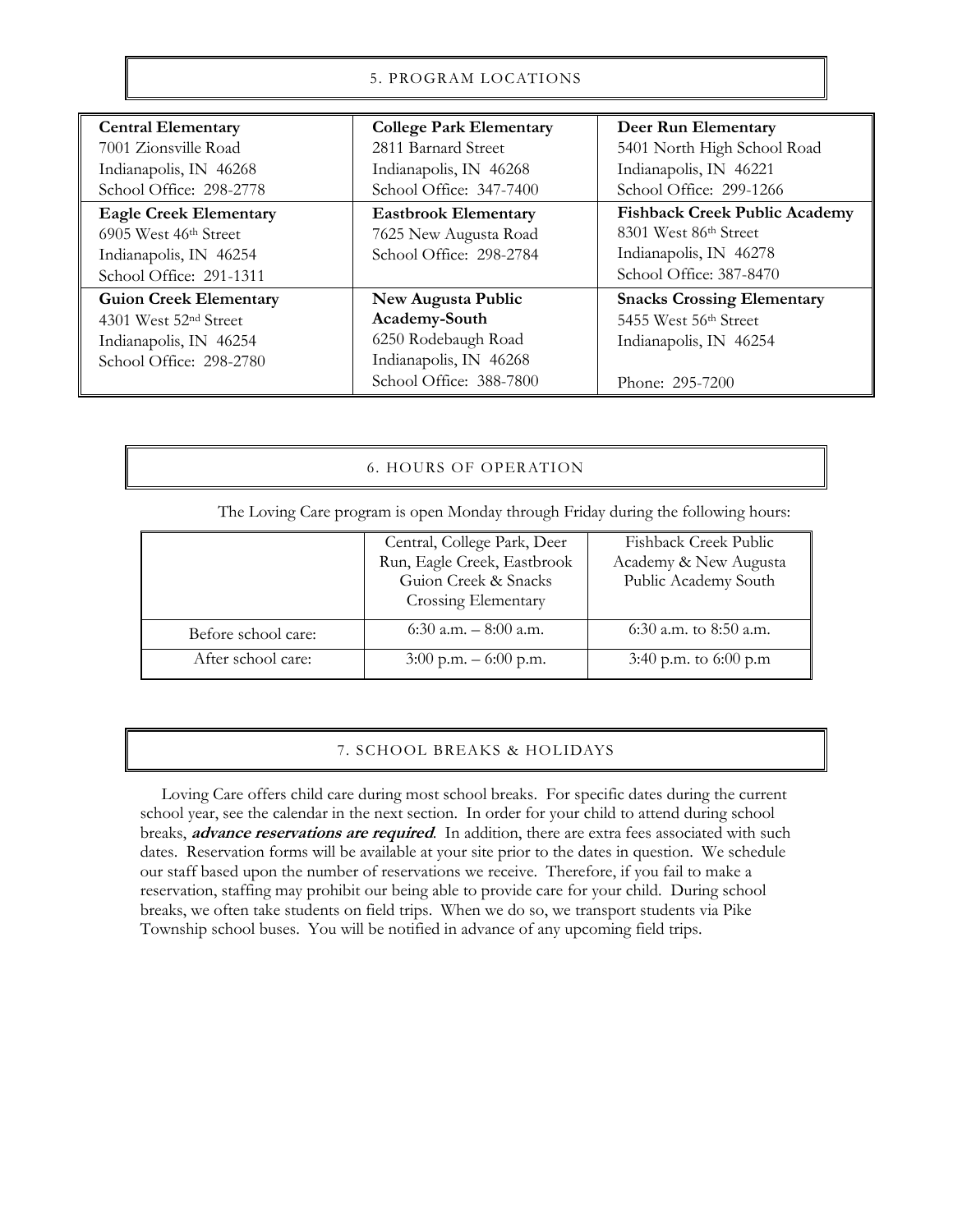## 5. PROGRAM LOCATIONS

| | | |
|---|---|---|
| **Central Elementary**<br>7001 Zionsville Road<br>Indianapolis, IN 46268<br>School Office: 298-2778 | **College Park Elementary**<br>2811 Barnard Street<br>Indianapolis, IN 46268<br>School Office: 347-7400 | **Deer Run Elementary**<br>5401 North High School Road<br>Indianapolis, IN 46221<br>School Office: 299-1266 |
| **Eagle Creek Elementary**<br>6905 West 46th Street<br>Indianapolis, IN 46254<br>School Office: 291-1311 | **Eastbrook Elementary**<br>7625 New Augusta Road<br>School Office: 298-2784 | **Fishback Creek Public Academy**<br>8301 West 86th Street<br>Indianapolis, IN 46278<br>School Office: 387-8470 |
| **Guion Creek Elementary**<br>4301 West 52nd Street<br>Indianapolis, IN 46254<br>School Office: 298-2780 | **New Augusta Public Academy-South**<br>6250 Rodebaugh Road<br>Indianapolis, IN 46268<br>School Office: 388-7800 | **Snacks Crossing Elementary**<br>5455 West 56th Street<br>Indianapolis, IN 46254<br><br>Phone: 295-7200 |

## 6. HOURS OF OPERATION

The Loving Care program is open Monday through Friday during the following hours:

| | Central, College Park, Deer Run, Eagle Creek, Eastbrook Guion Creek & Snacks Crossing Elementary | Fishback Creek Public Academy & New Augusta Public Academy South |
|---|---|---|
| Before school care: | 6:30 a.m. – 8:00 a.m. | 6:30 a.m. to 8:50 a.m. |
| After school care: | 3:00 p.m. – 6:00 p.m. | 3:40 p.m. to 6:00 p.m |

## 7. SCHOOL BREAKS & HOLIDAYS

Loving Care offers child care during most school breaks. For specific dates during the current school year, see the calendar in the next section. In order for your child to attend during school breaks, ***advance reservations are required***. In addition, there are extra fees associated with such dates. Reservation forms will be available at your site prior to the dates in question. We schedule our staff based upon the number of reservations we receive. Therefore, if you fail to make a reservation, staffing may prohibit our being able to provide care for your child. During school breaks, we often take students on field trips. When we do so, we transport students via Pike Township school buses. You will be notified in advance of any upcoming field trips.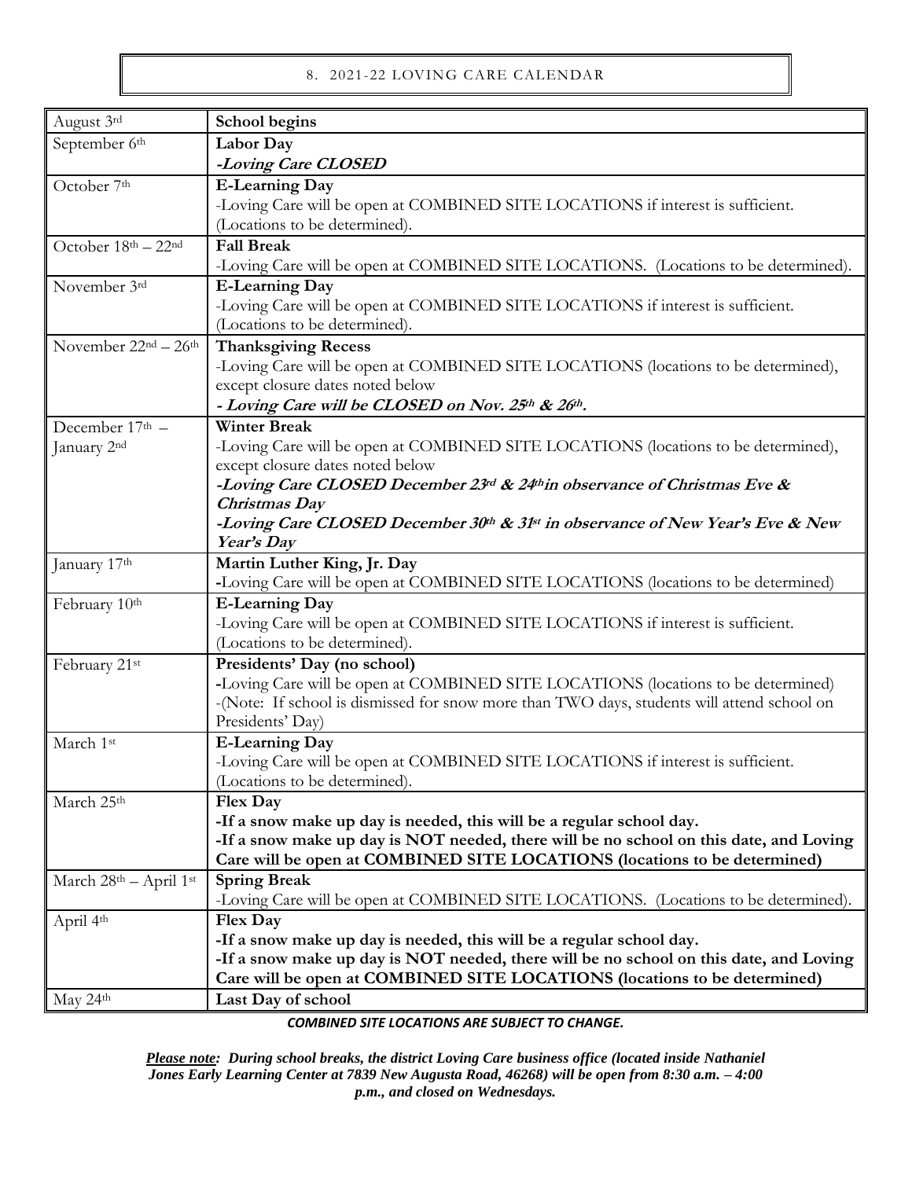## 8. 2021-22 LOVING CARE CALENDAR

| Date | Event |
|---|---|
| August 3rd | **School begins** |
| September 6th | **Labor Day**<br>***-Loving Care CLOSED*** |
| October 7th | **E-Learning Day**<br>-Loving Care will be open at COMBINED SITE LOCATIONS if interest is sufficient. (Locations to be determined). |
| October 18th – 22nd | **Fall Break**<br>-Loving Care will be open at COMBINED SITE LOCATIONS. (Locations to be determined). |
| November 3rd | **E-Learning Day**<br>-Loving Care will be open at COMBINED SITE LOCATIONS if interest is sufficient. (Locations to be determined). |
| November 22nd – 26th | **Thanksgiving Recess**<br>-Loving Care will be open at COMBINED SITE LOCATIONS (locations to be determined), except closure dates noted below<br>***- Loving Care will be CLOSED on Nov. 25th & 26th.*** |
| December 17th – January 2nd | **Winter Break**<br>-Loving Care will be open at COMBINED SITE LOCATIONS (locations to be determined), except closure dates noted below<br>***-Loving Care CLOSED December 23rd & 24th in observance of Christmas Eve & Christmas Day***<br>***-Loving Care CLOSED December 30th & 31st in observance of New Year's Eve & New Year's Day*** |
| January 17th | **Martin Luther King, Jr. Day**<br>-Loving Care will be open at COMBINED SITE LOCATIONS (locations to be determined) |
| February 10th | **E-Learning Day**<br>-Loving Care will be open at COMBINED SITE LOCATIONS if interest is sufficient. (Locations to be determined). |
| February 21st | **Presidents' Day (no school)**<br>-Loving Care will be open at COMBINED SITE LOCATIONS (locations to be determined)<br>-(Note: If school is dismissed for snow more than TWO days, students will attend school on Presidents' Day) |
| March 1st | **E-Learning Day**<br>-Loving Care will be open at COMBINED SITE LOCATIONS if interest is sufficient. (Locations to be determined). |
| March 25th | **Flex Day**<br>**-If a snow make up day is needed, this will be a regular school day.**<br>**-If a snow make up day is NOT needed, there will be no school on this date, and Loving Care will be open at COMBINED SITE LOCATIONS (locations to be determined)** |
| March 28th – April 1st | **Spring Break**<br>-Loving Care will be open at COMBINED SITE LOCATIONS. (Locations to be determined). |
| April 4th | **Flex Day**<br>**-If a snow make up day is needed, this will be a regular school day.**<br>**-If a snow make up day is NOT needed, there will be no school on this date, and Loving Care will be open at COMBINED SITE LOCATIONS (locations to be determined)** |
| May 24th | **Last Day of school** |

***COMBINED SITE LOCATIONS ARE SUBJECT TO CHANGE.***

***Please note:** **During school breaks, the district Loving Care business office (located inside Nathaniel Jones Early Learning Center at 7839 New Augusta Road, 46268) will be open from 8:30 a.m. – 4:00 p.m., and closed on Wednesdays.***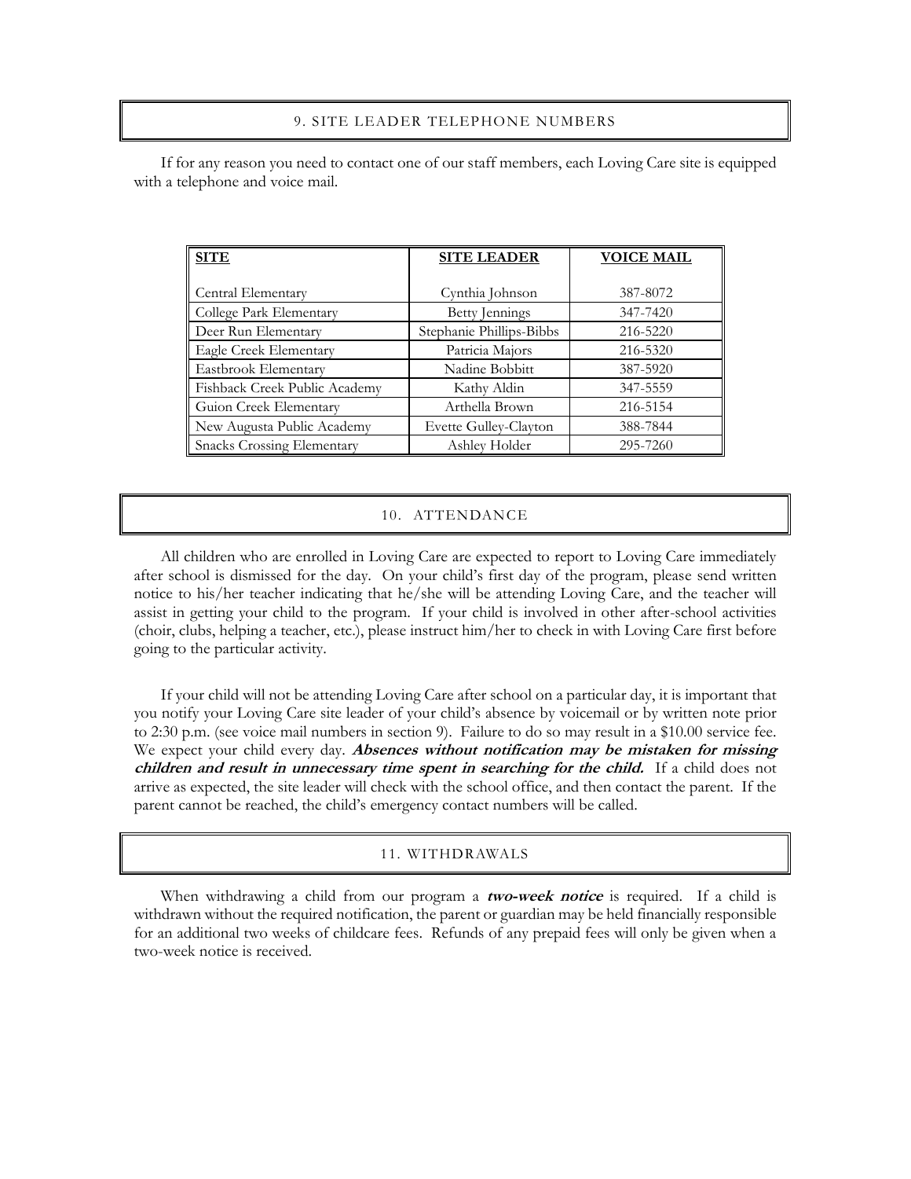## 9. SITE LEADER TELEPHONE NUMBERS

If for any reason you need to contact one of our staff members, each Loving Care site is equipped with a telephone and voice mail.

| SITE | SITE LEADER | VOICE MAIL |
|---|---|---|
| Central Elementary | Cynthia Johnson | 387-8072 |
| College Park Elementary | Betty Jennings | 347-7420 |
| Deer Run Elementary | Stephanie Phillips-Bibbs | 216-5220 |
| Eagle Creek Elementary | Patricia Majors | 216-5320 |
| Eastbrook Elementary | Nadine Bobbitt | 387-5920 |
| Fishback Creek Public Academy | Kathy Aldin | 347-5559 |
| Guion Creek Elementary | Arthella Brown | 216-5154 |
| New Augusta Public Academy | Evette Gulley-Clayton | 388-7844 |
| Snacks Crossing Elementary | Ashley Holder | 295-7260 |

## 10. ATTENDANCE

All children who are enrolled in Loving Care are expected to report to Loving Care immediately after school is dismissed for the day. On your child's first day of the program, please send written notice to his/her teacher indicating that he/she will be attending Loving Care, and the teacher will assist in getting your child to the program. If your child is involved in other after-school activities (choir, clubs, helping a teacher, etc.), please instruct him/her to check in with Loving Care first before going to the particular activity.

If your child will not be attending Loving Care after school on a particular day, it is important that you notify your Loving Care site leader of your child's absence by voicemail or by written note prior to 2:30 p.m. (see voice mail numbers in section 9). Failure to do so may result in a $10.00 service fee. We expect your child every day. ***Absences without notification may be mistaken for missing children and result in unnecessary time spent in searching for the child.*** If a child does not arrive as expected, the site leader will check with the school office, and then contact the parent. If the parent cannot be reached, the child's emergency contact numbers will be called.

## 11. WITHDRAWALS

When withdrawing a child from our program a ***two-week notice*** is required. If a child is withdrawn without the required notification, the parent or guardian may be held financially responsible for an additional two weeks of childcare fees. Refunds of any prepaid fees will only be given when a two-week notice is received.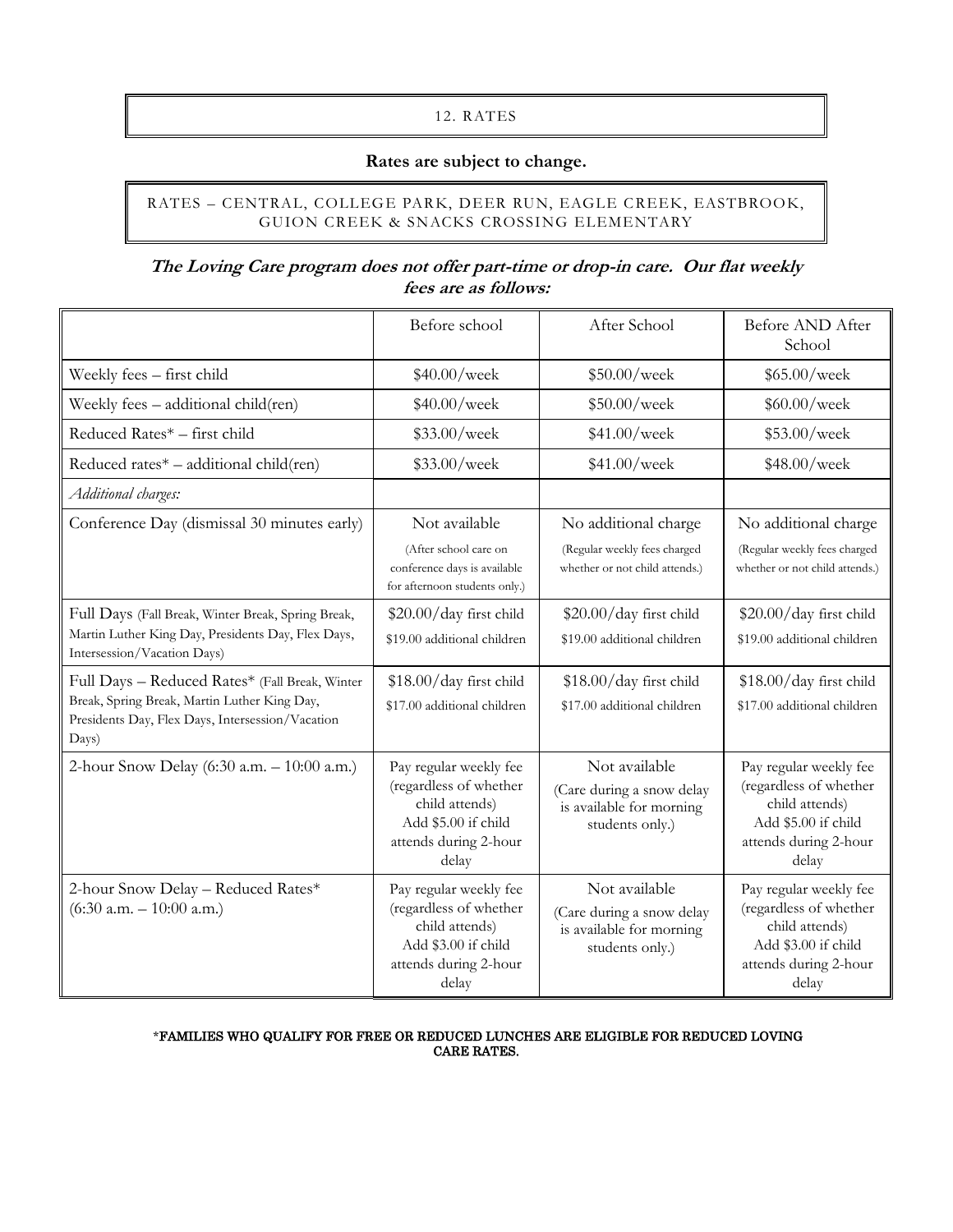## 12. RATES

**Rates are subject to change.**

### RATES – CENTRAL, COLLEGE PARK, DEER RUN, EAGLE CREEK, EASTBROOK, GUION CREEK & SNACKS CROSSING ELEMENTARY

***The Loving Care program does not offer part-time or drop-in care. Our flat weekly fees are as follows:***

| | Before school | After School | Before AND After School |
|---|---|---|---|
| Weekly fees – first child | $40.00/week | $50.00/week | $65.00/week |
| Weekly fees – additional child(ren) | $40.00/week | $50.00/week | $60.00/week |
| Reduced Rates* – first child | $33.00/week | $41.00/week | $53.00/week |
| Reduced rates* – additional child(ren) | $33.00/week | $41.00/week | $48.00/week |
| *Additional charges:* | | | |
| Conference Day (dismissal 30 minutes early) | Not available (After school care on conference days is available for afternoon students only.) | No additional charge (Regular weekly fees charged whether or not child attends.) | No additional charge (Regular weekly fees charged whether or not child attends.) |
| Full Days (Fall Break, Winter Break, Spring Break, Martin Luther King Day, Presidents Day, Flex Days, Intersession/Vacation Days) | $20.00/day first child $19.00 additional children | $20.00/day first child $19.00 additional children | $20.00/day first child $19.00 additional children |
| Full Days – Reduced Rates* (Fall Break, Winter Break, Spring Break, Martin Luther King Day, Presidents Day, Flex Days, Intersession/Vacation Days) | $18.00/day first child $17.00 additional children | $18.00/day first child $17.00 additional children | $18.00/day first child $17.00 additional children |
| 2-hour Snow Delay (6:30 a.m. – 10:00 a.m.) | Pay regular weekly fee (regardless of whether child attends) Add $5.00 if child attends during 2-hour delay | Not available (Care during a snow delay is available for morning students only.) | Pay regular weekly fee (regardless of whether child attends) Add $5.00 if child attends during 2-hour delay |
| 2-hour Snow Delay – Reduced Rates* (6:30 a.m. – 10:00 a.m.) | Pay regular weekly fee (regardless of whether child attends) Add $3.00 if child attends during 2-hour delay | Not available (Care during a snow delay is available for morning students only.) | Pay regular weekly fee (regardless of whether child attends) Add $3.00 if child attends during 2-hour delay |

*FAMILIES WHO QUALIFY FOR FREE OR REDUCED LUNCHES ARE ELIGIBLE FOR REDUCED LOVING CARE RATES.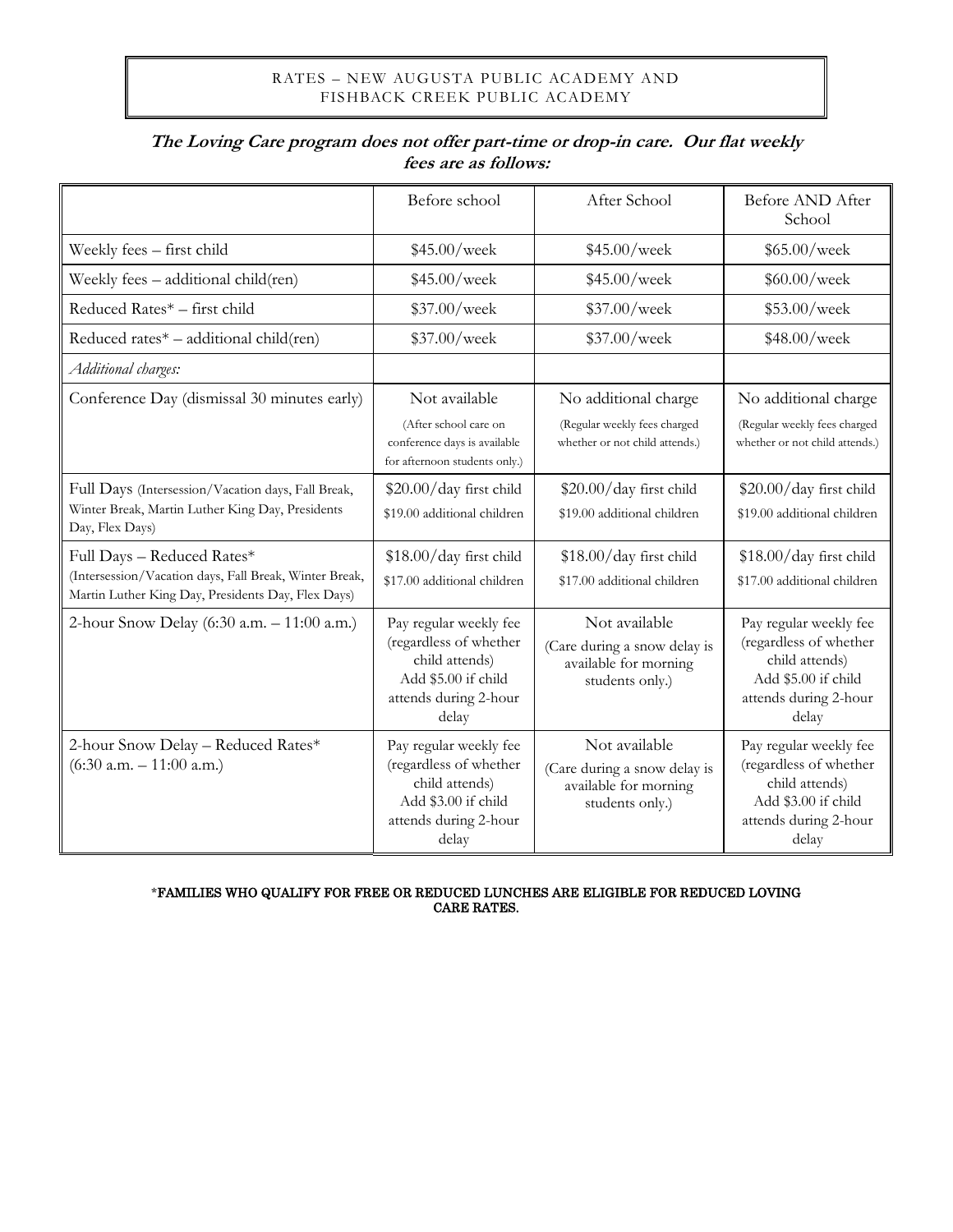# RATES – NEW AUGUSTA PUBLIC ACADEMY AND FISHBACK CREEK PUBLIC ACADEMY

***The Loving Care program does not offer part-time or drop-in care. Our flat weekly fees are as follows:***

| | Before school | After School | Before AND After School |
|---|---|---|---|
| Weekly fees – first child | $45.00/week | $45.00/week | $65.00/week |
| Weekly fees – additional child(ren) | $45.00/week | $45.00/week | $60.00/week |
| Reduced Rates* – first child | $37.00/week | $37.00/week | $53.00/week |
| Reduced rates* – additional child(ren) | $37.00/week | $37.00/week | $48.00/week |
| *Additional charges:* | | | |
| Conference Day (dismissal 30 minutes early) | Not available (After school care on conference days is available for afternoon students only.) | No additional charge (Regular weekly fees charged whether or not child attends.) | No additional charge (Regular weekly fees charged whether or not child attends.) |
| Full Days (Intersession/Vacation days, Fall Break, Winter Break, Martin Luther King Day, Presidents Day, Flex Days) | $20.00/day first child $19.00 additional children | $20.00/day first child $19.00 additional children | $20.00/day first child $19.00 additional children |
| Full Days – Reduced Rates* (Intersession/Vacation days, Fall Break, Winter Break, Martin Luther King Day, Presidents Day, Flex Days) | $18.00/day first child $17.00 additional children | $18.00/day first child $17.00 additional children | $18.00/day first child $17.00 additional children |
| 2-hour Snow Delay (6:30 a.m. – 11:00 a.m.) | Pay regular weekly fee (regardless of whether child attends) Add $5.00 if child attends during 2-hour delay | Not available (Care during a snow delay is available for morning students only.) | Pay regular weekly fee (regardless of whether child attends) Add $5.00 if child attends during 2-hour delay |
| 2-hour Snow Delay – Reduced Rates* (6:30 a.m. – 11:00 a.m.) | Pay regular weekly fee (regardless of whether child attends) Add $3.00 if child attends during 2-hour delay | Not available (Care during a snow delay is available for morning students only.) | Pay regular weekly fee (regardless of whether child attends) Add $3.00 if child attends during 2-hour delay |

*FAMILIES WHO QUALIFY FOR FREE OR REDUCED LUNCHES ARE ELIGIBLE FOR REDUCED LOVING CARE RATES.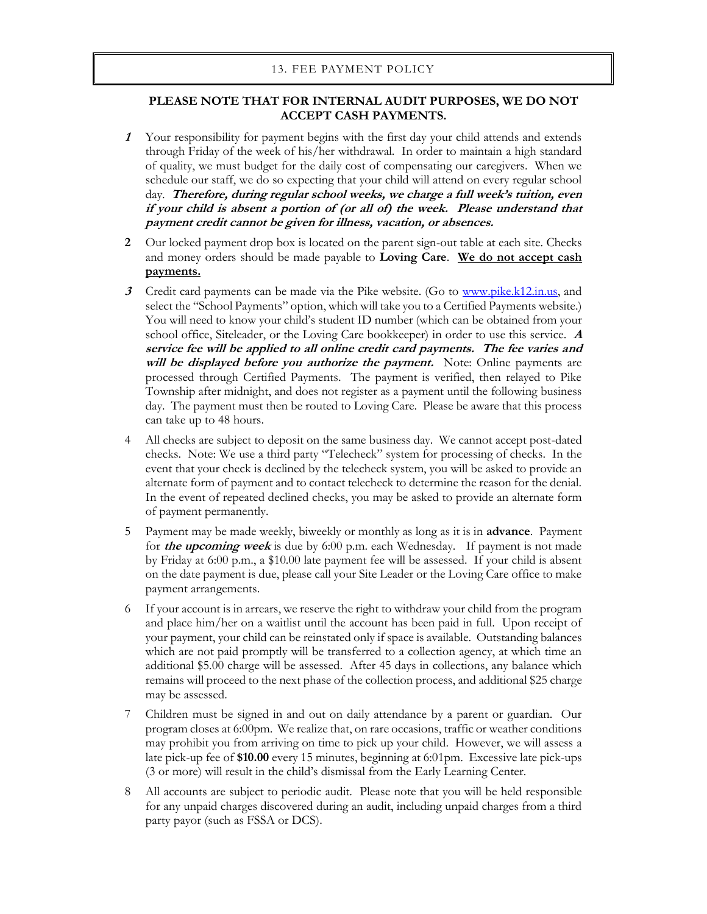## 13. FEE PAYMENT POLICY

**PLEASE NOTE THAT FOR INTERNAL AUDIT PURPOSES, WE DO NOT ACCEPT CASH PAYMENTS.**

1. Your responsibility for payment begins with the first day your child attends and extends through Friday of the week of his/her withdrawal. In order to maintain a high standard of quality, we must budget for the daily cost of compensating our caregivers. When we schedule our staff, we do so expecting that your child will attend on every regular school day. ***Therefore, during regular school weeks, we charge a full week's tuition, even if your child is absent a portion of (or all of) the week. Please understand that payment credit cannot be given for illness, vacation, or absences.***

2. Our locked payment drop box is located on the parent sign-out table at each site. Checks and money orders should be made payable to **Loving Care**. **We do not accept cash payments.**

3. Credit card payments can be made via the Pike website. (Go to www.pike.k12.in.us, and select the "School Payments" option, which will take you to a Certified Payments website.) You will need to know your child's student ID number (which can be obtained from your school office, Siteleader, or the Loving Care bookkeeper) in order to use this service. ***A service fee will be applied to all online credit card payments. The fee varies and will be displayed before you authorize the payment.*** Note: Online payments are processed through Certified Payments. The payment is verified, then relayed to Pike Township after midnight, and does not register as a payment until the following business day. The payment must then be routed to Loving Care. Please be aware that this process can take up to 48 hours.

4. All checks are subject to deposit on the same business day. We cannot accept post-dated checks. Note: We use a third party "Telecheck" system for processing of checks. In the event that your check is declined by the telecheck system, you will be asked to provide an alternate form of payment and to contact telecheck to determine the reason for the denial. In the event of repeated declined checks, you may be asked to provide an alternate form of payment permanently.

5. Payment may be made weekly, biweekly or monthly as long as it is in **advance**. Payment for ***the upcoming week*** is due by 6:00 p.m. each Wednesday. If payment is not made by Friday at 6:00 p.m., a $10.00 late payment fee will be assessed. If your child is absent on the date payment is due, please call your Site Leader or the Loving Care office to make payment arrangements.

6. If your account is in arrears, we reserve the right to withdraw your child from the program and place him/her on a waitlist until the account has been paid in full. Upon receipt of your payment, your child can be reinstated only if space is available. Outstanding balances which are not paid promptly will be transferred to a collection agency, at which time an additional $5.00 charge will be assessed. After 45 days in collections, any balance which remains will proceed to the next phase of the collection process, and additional $25 charge may be assessed.

7. Children must be signed in and out on daily attendance by a parent or guardian. Our program closes at 6:00pm. We realize that, on rare occasions, traffic or weather conditions may prohibit you from arriving on time to pick up your child. However, we will assess a late pick-up fee of **$10.00** every 15 minutes, beginning at 6:01pm. Excessive late pick-ups (3 or more) will result in the child's dismissal from the Early Learning Center.

8. All accounts are subject to periodic audit. Please note that you will be held responsible for any unpaid charges discovered during an audit, including unpaid charges from a third party payor (such as FSSA or DCS).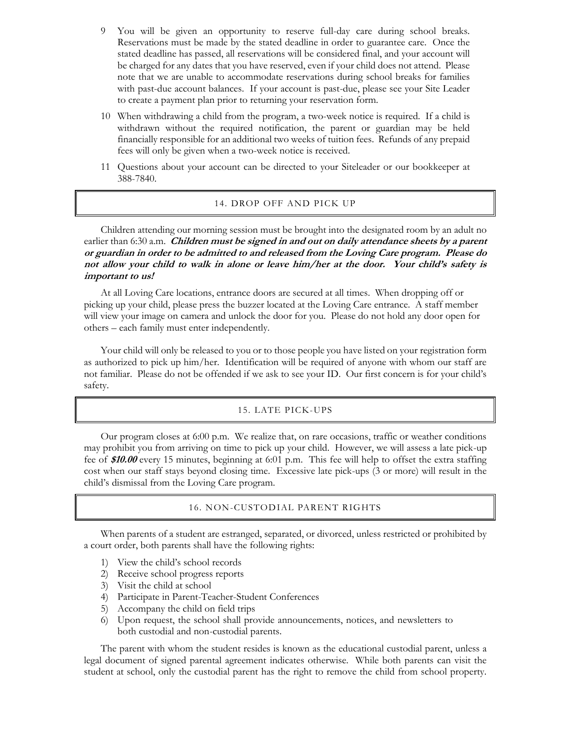9 You will be given an opportunity to reserve full-day care during school breaks. Reservations must be made by the stated deadline in order to guarantee care. Once the stated deadline has passed, all reservations will be considered final, and your account will be charged for any dates that you have reserved, even if your child does not attend. Please note that we are unable to accommodate reservations during school breaks for families with past-due account balances. If your account is past-due, please see your Site Leader to create a payment plan prior to returning your reservation form.

10 When withdrawing a child from the program, a two-week notice is required. If a child is withdrawn without the required notification, the parent or guardian may be held financially responsible for an additional two weeks of tuition fees. Refunds of any prepaid fees will only be given when a two-week notice is received.

11 Questions about your account can be directed to your Siteleader or our bookkeeper at 388-7840.

## 14. DROP OFF AND PICK UP

Children attending our morning session must be brought into the designated room by an adult no earlier than 6:30 a.m. ***Children must be signed in and out on daily attendance sheets by a parent or guardian in order to be admitted to and released from the Loving Care program. Please do not allow your child to walk in alone or leave him/her at the door. Your child's safety is important to us!***

At all Loving Care locations, entrance doors are secured at all times. When dropping off or picking up your child, please press the buzzer located at the Loving Care entrance. A staff member will view your image on camera and unlock the door for you. Please do not hold any door open for others – each family must enter independently.

Your child will only be released to you or to those people you have listed on your registration form as authorized to pick up him/her. Identification will be required of anyone with whom our staff are not familiar. Please do not be offended if we ask to see your ID. Our first concern is for your child's safety.

## 15. LATE PICK-UPS

Our program closes at 6:00 p.m. We realize that, on rare occasions, traffic or weather conditions may prohibit you from arriving on time to pick up your child. However, we will assess a late pick-up fee of ***$10.00*** every 15 minutes, beginning at 6:01 p.m. This fee will help to offset the extra staffing cost when our staff stays beyond closing time. Excessive late pick-ups (3 or more) will result in the child's dismissal from the Loving Care program.

## 16. NON-CUSTODIAL PARENT RIGHTS

When parents of a student are estranged, separated, or divorced, unless restricted or prohibited by a court order, both parents shall have the following rights:

1) View the child's school records
2) Receive school progress reports
3) Visit the child at school
4) Participate in Parent-Teacher-Student Conferences
5) Accompany the child on field trips
6) Upon request, the school shall provide announcements, notices, and newsletters to both custodial and non-custodial parents.

The parent with whom the student resides is known as the educational custodial parent, unless a legal document of signed parental agreement indicates otherwise. While both parents can visit the student at school, only the custodial parent has the right to remove the child from school property.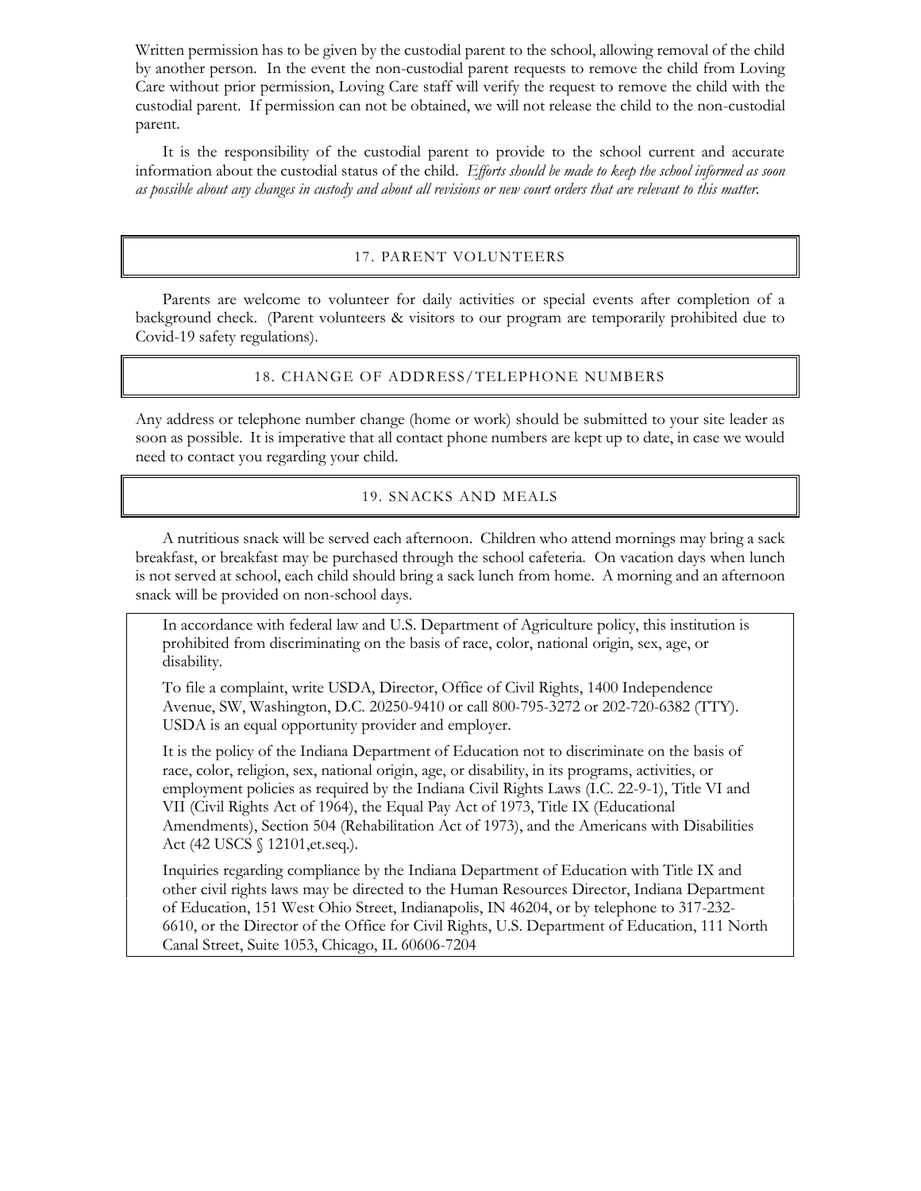Written permission has to be given by the custodial parent to the school, allowing removal of the child by another person. In the event the non-custodial parent requests to remove the child from Loving Care without prior permission, Loving Care staff will verify the request to remove the child with the custodial parent. If permission can not be obtained, we will not release the child to the non-custodial parent.

It is the responsibility of the custodial parent to provide to the school current and accurate information about the custodial status of the child. *Efforts should be made to keep the school informed as soon as possible about any changes in custody and about all revisions or new court orders that are relevant to this matter.*

## 17. PARENT VOLUNTEERS

Parents are welcome to volunteer for daily activities or special events after completion of a background check. (Parent volunteers & visitors to our program are temporarily prohibited due to Covid-19 safety regulations).

## 18. CHANGE OF ADDRESS/TELEPHONE NUMBERS

Any address or telephone number change (home or work) should be submitted to your site leader as soon as possible. It is imperative that all contact phone numbers are kept up to date, in case we would need to contact you regarding your child.

## 19. SNACKS AND MEALS

A nutritious snack will be served each afternoon. Children who attend mornings may bring a sack breakfast, or breakfast may be purchased through the school cafeteria. On vacation days when lunch is not served at school, each child should bring a sack lunch from home. A morning and an afternoon snack will be provided on non-school days.

In accordance with federal law and U.S. Department of Agriculture policy, this institution is prohibited from discriminating on the basis of race, color, national origin, sex, age, or disability.

To file a complaint, write USDA, Director, Office of Civil Rights, 1400 Independence Avenue, SW, Washington, D.C. 20250-9410 or call 800-795-3272 or 202-720-6382 (TTY). USDA is an equal opportunity provider and employer.

It is the policy of the Indiana Department of Education not to discriminate on the basis of race, color, religion, sex, national origin, age, or disability, in its programs, activities, or employment policies as required by the Indiana Civil Rights Laws (I.C. 22-9-1), Title VI and VII (Civil Rights Act of 1964), the Equal Pay Act of 1973, Title IX (Educational Amendments), Section 504 (Rehabilitation Act of 1973), and the Americans with Disabilities Act (42 USCS § 12101,et.seq.).

Inquiries regarding compliance by the Indiana Department of Education with Title IX and other civil rights laws may be directed to the Human Resources Director, Indiana Department of Education, 151 West Ohio Street, Indianapolis, IN 46204, or by telephone to 317-232-6610, or the Director of the Office for Civil Rights, U.S. Department of Education, 111 North Canal Street, Suite 1053, Chicago, IL 60606-7204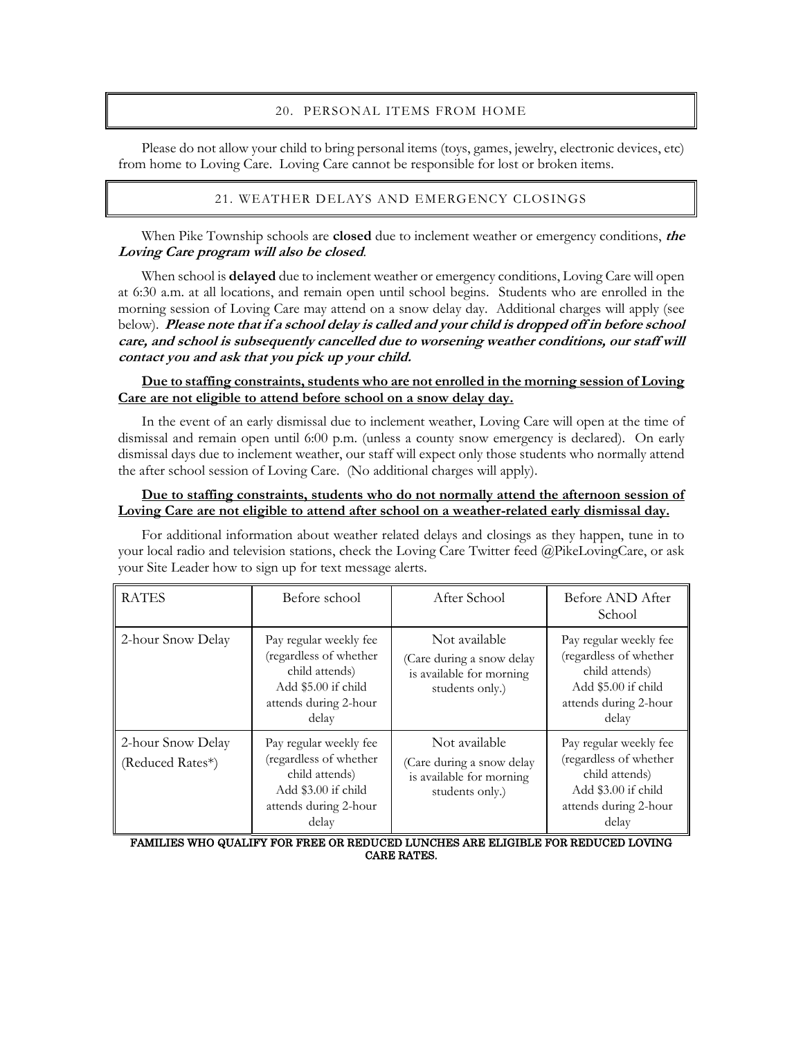## 20. PERSONAL ITEMS FROM HOME

Please do not allow your child to bring personal items (toys, games, jewelry, electronic devices, etc) from home to Loving Care. Loving Care cannot be responsible for lost or broken items.

## 21. WEATHER DELAYS AND EMERGENCY CLOSINGS

When Pike Township schools are **closed** due to inclement weather or emergency conditions, ***the Loving Care program will also be closed***.

When school is **delayed** due to inclement weather or emergency conditions, Loving Care will open at 6:30 a.m. at all locations, and remain open until school begins. Students who are enrolled in the morning session of Loving Care may attend on a snow delay day. Additional charges will apply (see below). ***Please note that if a school delay is called and your child is dropped off in before school care, and school is subsequently cancelled due to worsening weather conditions, our staff will contact you and ask that you pick up your child.***

**Due to staffing constraints, students who are not enrolled in the morning session of Loving Care are not eligible to attend before school on a snow delay day.**

In the event of an early dismissal due to inclement weather, Loving Care will open at the time of dismissal and remain open until 6:00 p.m. (unless a county snow emergency is declared). On early dismissal days due to inclement weather, our staff will expect only those students who normally attend the after school session of Loving Care. (No additional charges will apply).

**Due to staffing constraints, students who do not normally attend the afternoon session of Loving Care are not eligible to attend after school on a weather-related early dismissal day.**

For additional information about weather related delays and closings as they happen, tune in to your local radio and television stations, check the Loving Care Twitter feed @PikeLovingCare, or ask your Site Leader how to sign up for text message alerts.

| RATES | Before school | After School | Before AND After School |
|---|---|---|---|
| 2-hour Snow Delay | Pay regular weekly fee (regardless of whether child attends) Add $5.00 if child attends during 2-hour delay | Not available (Care during a snow delay is available for morning students only.) | Pay regular weekly fee (regardless of whether child attends) Add $5.00 if child attends during 2-hour delay |
| 2-hour Snow Delay (Reduced Rates*) | Pay regular weekly fee (regardless of whether child attends) Add $3.00 if child attends during 2-hour delay | Not available (Care during a snow delay is available for morning students only.) | Pay regular weekly fee (regardless of whether child attends) Add $3.00 if child attends during 2-hour delay |

**FAMILIES WHO QUALIFY FOR FREE OR REDUCED LUNCHES ARE ELIGIBLE FOR REDUCED LOVING CARE RATES.**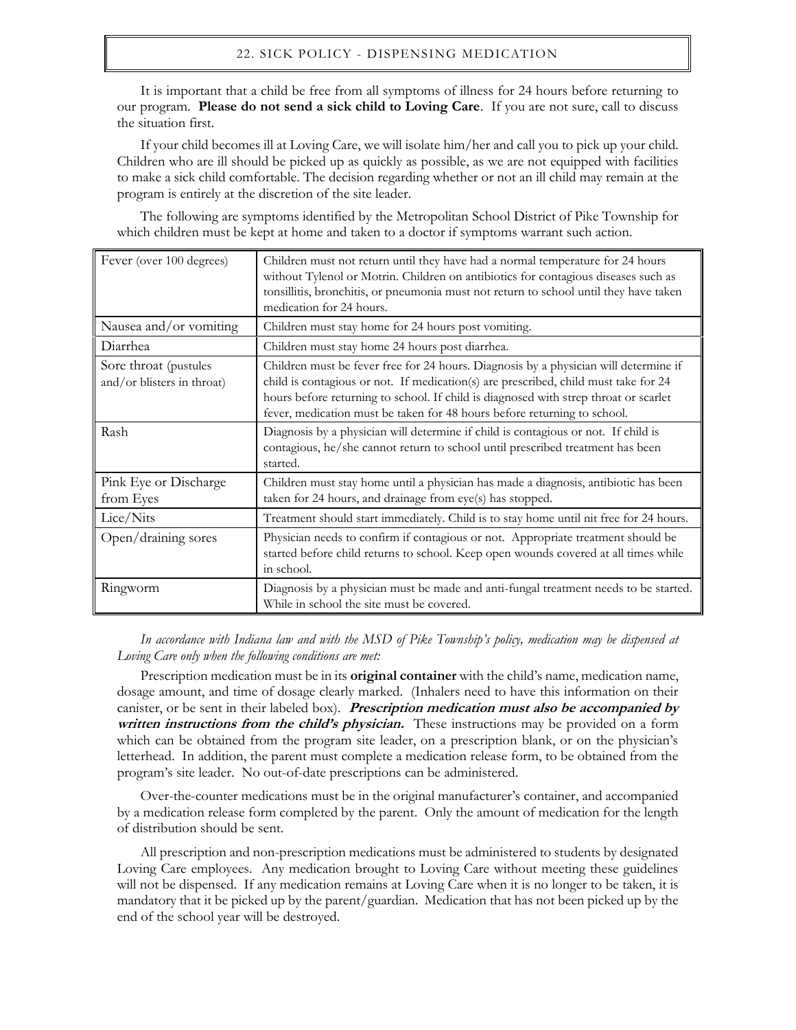## 22. SICK POLICY - DISPENSING MEDICATION

It is important that a child be free from all symptoms of illness for 24 hours before returning to our program. **Please do not send a sick child to Loving Care**. If you are not sure, call to discuss the situation first.

If your child becomes ill at Loving Care, we will isolate him/her and call you to pick up your child. Children who are ill should be picked up as quickly as possible, as we are not equipped with facilities to make a sick child comfortable. The decision regarding whether or not an ill child may remain at the program is entirely at the discretion of the site leader.

The following are symptoms identified by the Metropolitan School District of Pike Township for which children must be kept at home and taken to a doctor if symptoms warrant such action.

| Symptom | Policy |
|---|---|
| Fever (over 100 degrees) | Children must not return until they have had a normal temperature for 24 hours without Tylenol or Motrin. Children on antibiotics for contagious diseases such as tonsillitis, bronchitis, or pneumonia must not return to school until they have taken medication for 24 hours. |
| Nausea and/or vomiting | Children must stay home for 24 hours post vomiting. |
| Diarrhea | Children must stay home 24 hours post diarrhea. |
| Sore throat (pustules and/or blisters in throat) | Children must be fever free for 24 hours. Diagnosis by a physician will determine if child is contagious or not. If medication(s) are prescribed, child must take for 24 hours before returning to school. If child is diagnosed with strep throat or scarlet fever, medication must be taken for 48 hours before returning to school. |
| Rash | Diagnosis by a physician will determine if child is contagious or not. If child is contagious, he/she cannot return to school until prescribed treatment has been started. |
| Pink Eye or Discharge from Eyes | Children must stay home until a physician has made a diagnosis, antibiotic has been taken for 24 hours, and drainage from eye(s) has stopped. |
| Lice/Nits | Treatment should start immediately. Child is to stay home until nit free for 24 hours. |
| Open/draining sores | Physician needs to confirm if contagious or not. Appropriate treatment should be started before child returns to school. Keep open wounds covered at all times while in school. |
| Ringworm | Diagnosis by a physician must be made and anti-fungal treatment needs to be started. While in school the site must be covered. |

*In accordance with Indiana law and with the MSD of Pike Township's policy, medication may be dispensed at Loving Care only when the following conditions are met:*

Prescription medication must be in its **original container** with the child's name, medication name, dosage amount, and time of dosage clearly marked. (Inhalers need to have this information on their canister, or be sent in their labeled box). ***Prescription medication must also be accompanied by written instructions from the child's physician.*** These instructions may be provided on a form which can be obtained from the program site leader, on a prescription blank, or on the physician's letterhead. In addition, the parent must complete a medication release form, to be obtained from the program's site leader. No out-of-date prescriptions can be administered.

Over-the-counter medications must be in the original manufacturer's container, and accompanied by a medication release form completed by the parent. Only the amount of medication for the length of distribution should be sent.

All prescription and non-prescription medications must be administered to students by designated Loving Care employees. Any medication brought to Loving Care without meeting these guidelines will not be dispensed. If any medication remains at Loving Care when it is no longer to be taken, it is mandatory that it be picked up by the parent/guardian. Medication that has not been picked up by the end of the school year will be destroyed.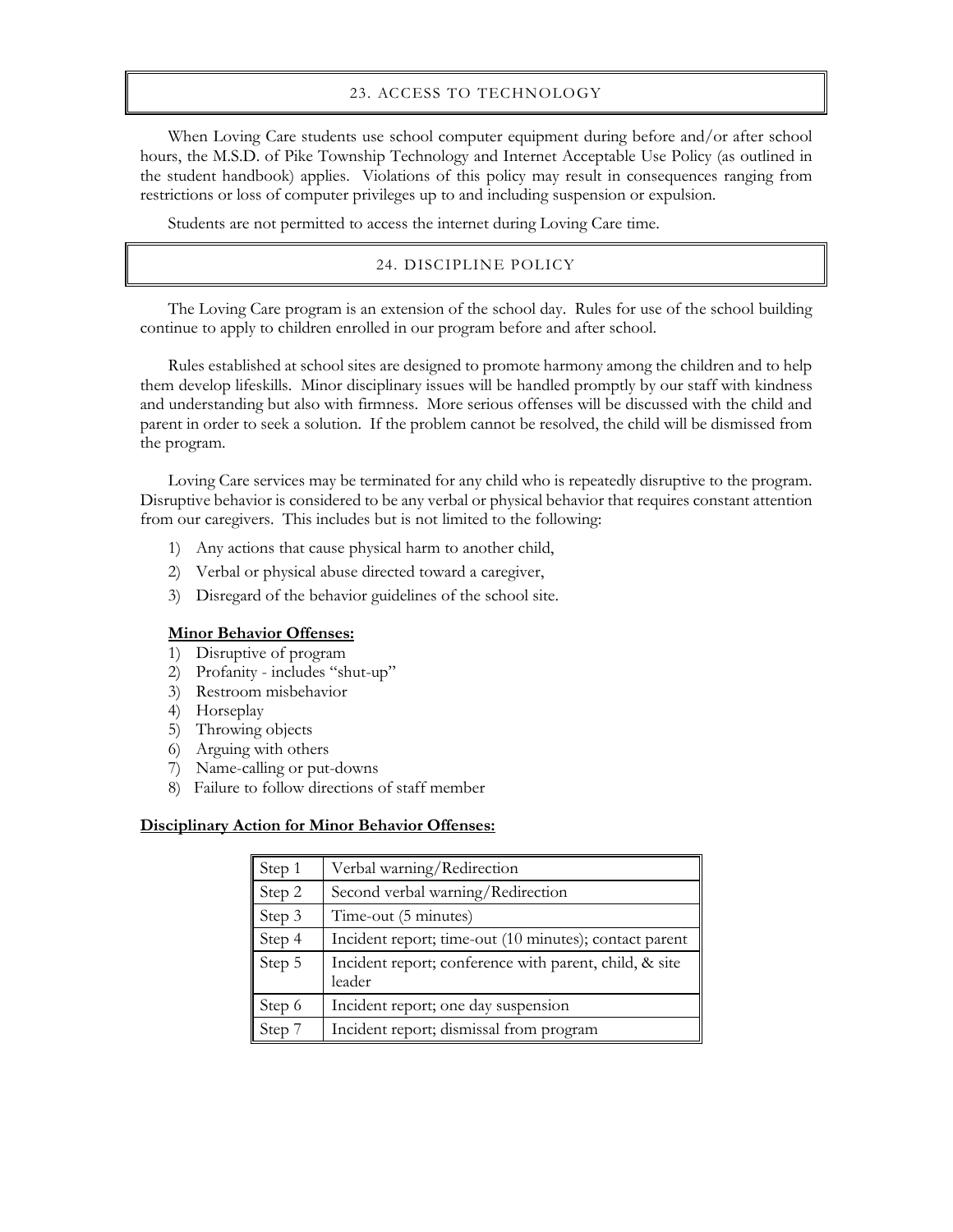## 23. ACCESS TO TECHNOLOGY

When Loving Care students use school computer equipment during before and/or after school hours, the M.S.D. of Pike Township Technology and Internet Acceptable Use Policy (as outlined in the student handbook) applies. Violations of this policy may result in consequences ranging from restrictions or loss of computer privileges up to and including suspension or expulsion.

Students are not permitted to access the internet during Loving Care time.

## 24. DISCIPLINE POLICY

The Loving Care program is an extension of the school day. Rules for use of the school building continue to apply to children enrolled in our program before and after school.

Rules established at school sites are designed to promote harmony among the children and to help them develop lifeskills. Minor disciplinary issues will be handled promptly by our staff with kindness and understanding but also with firmness. More serious offenses will be discussed with the child and parent in order to seek a solution. If the problem cannot be resolved, the child will be dismissed from the program.

Loving Care services may be terminated for any child who is repeatedly disruptive to the program. Disruptive behavior is considered to be any verbal or physical behavior that requires constant attention from our caregivers. This includes but is not limited to the following:

1) Any actions that cause physical harm to another child,
2) Verbal or physical abuse directed toward a caregiver,
3) Disregard of the behavior guidelines of the school site.

**Minor Behavior Offenses:**

1) Disruptive of program
2) Profanity - includes "shut-up"
3) Restroom misbehavior
4) Horseplay
5) Throwing objects
6) Arguing with others
7) Name-calling or put-downs
8) Failure to follow directions of staff member

**Disciplinary Action for Minor Behavior Offenses:**

| | |
|---|---|
| Step 1 | Verbal warning/Redirection |
| Step 2 | Second verbal warning/Redirection |
| Step 3 | Time-out (5 minutes) |
| Step 4 | Incident report; time-out (10 minutes); contact parent |
| Step 5 | Incident report; conference with parent, child, & site leader |
| Step 6 | Incident report; one day suspension |
| Step 7 | Incident report; dismissal from program |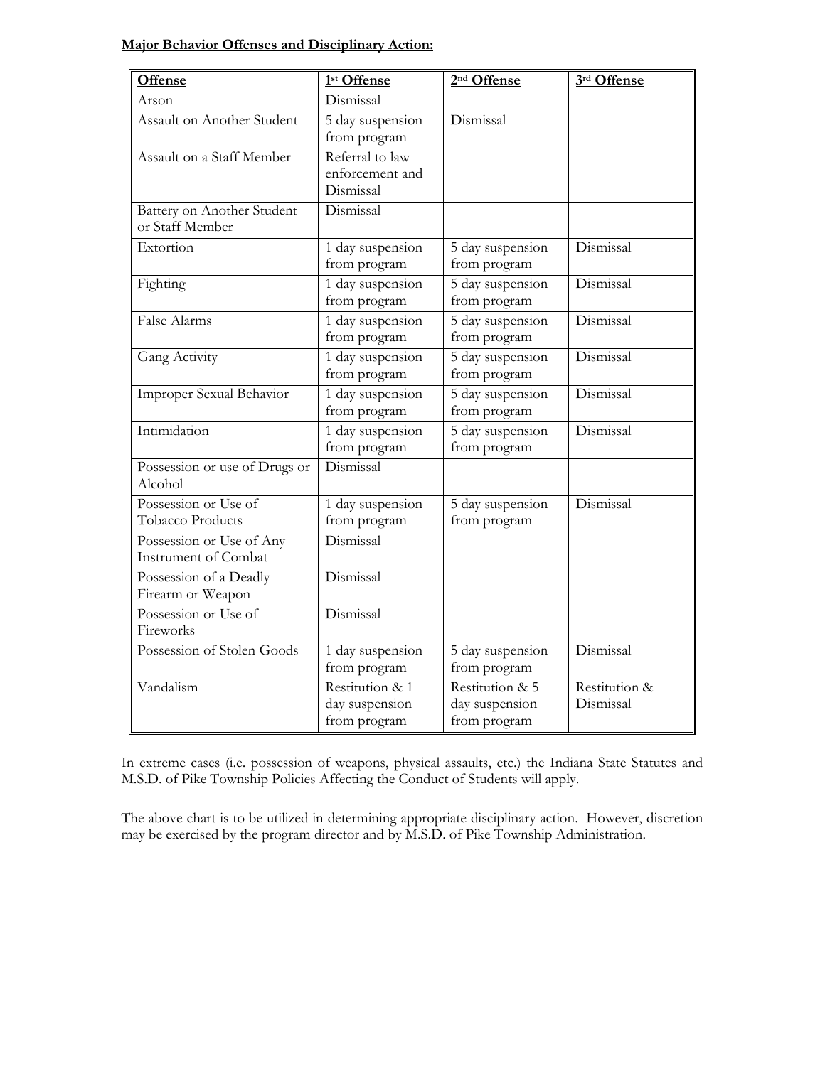**Major Behavior Offenses and Disciplinary Action:**

| Offense | 1st Offense | 2nd Offense | 3rd Offense |
|---|---|---|---|
| Arson | Dismissal | | |
| Assault on Another Student | 5 day suspension from program | Dismissal | |
| Assault on a Staff Member | Referral to law enforcement and Dismissal | | |
| Battery on Another Student or Staff Member | Dismissal | | |
| Extortion | 1 day suspension from program | 5 day suspension from program | Dismissal |
| Fighting | 1 day suspension from program | 5 day suspension from program | Dismissal |
| False Alarms | 1 day suspension from program | 5 day suspension from program | Dismissal |
| Gang Activity | 1 day suspension from program | 5 day suspension from program | Dismissal |
| Improper Sexual Behavior | 1 day suspension from program | 5 day suspension from program | Dismissal |
| Intimidation | 1 day suspension from program | 5 day suspension from program | Dismissal |
| Possession or use of Drugs or Alcohol | Dismissal | | |
| Possession or Use of Tobacco Products | 1 day suspension from program | 5 day suspension from program | Dismissal |
| Possession or Use of Any Instrument of Combat | Dismissal | | |
| Possession of a Deadly Firearm or Weapon | Dismissal | | |
| Possession or Use of Fireworks | Dismissal | | |
| Possession of Stolen Goods | 1 day suspension from program | 5 day suspension from program | Dismissal |
| Vandalism | Restitution & 1 day suspension from program | Restitution & 5 day suspension from program | Restitution & Dismissal |

In extreme cases (i.e. possession of weapons, physical assaults, etc.) the Indiana State Statutes and M.S.D. of Pike Township Policies Affecting the Conduct of Students will apply.

The above chart is to be utilized in determining appropriate disciplinary action. However, discretion may be exercised by the program director and by M.S.D. of Pike Township Administration.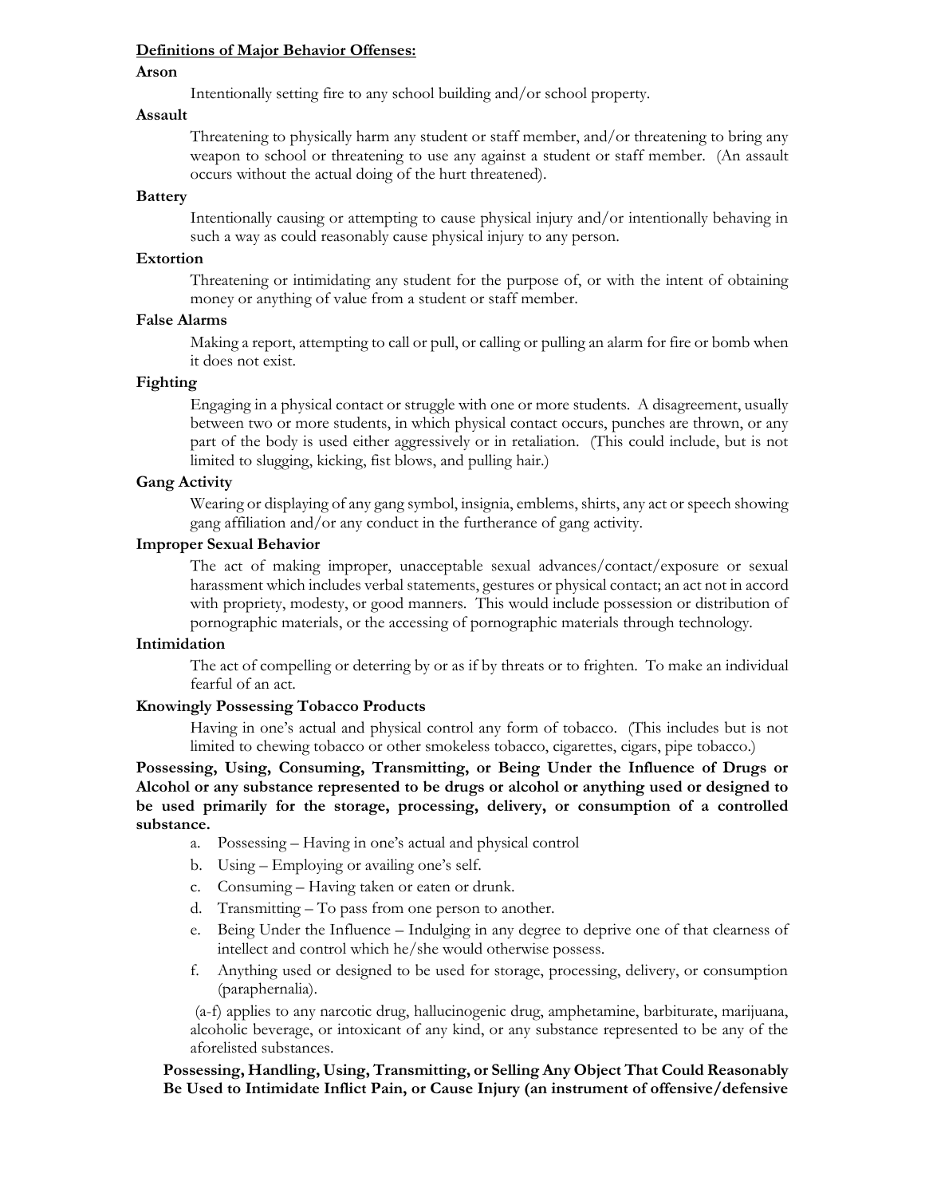## Definitions of Major Behavior Offenses:

### Arson

Intentionally setting fire to any school building and/or school property.

### Assault

Threatening to physically harm any student or staff member, and/or threatening to bring any weapon to school or threatening to use any against a student or staff member. (An assault occurs without the actual doing of the hurt threatened).

### Battery

Intentionally causing or attempting to cause physical injury and/or intentionally behaving in such a way as could reasonably cause physical injury to any person.

### Extortion

Threatening or intimidating any student for the purpose of, or with the intent of obtaining money or anything of value from a student or staff member.

### False Alarms

Making a report, attempting to call or pull, or calling or pulling an alarm for fire or bomb when it does not exist.

### Fighting

Engaging in a physical contact or struggle with one or more students. A disagreement, usually between two or more students, in which physical contact occurs, punches are thrown, or any part of the body is used either aggressively or in retaliation. (This could include, but is not limited to slugging, kicking, fist blows, and pulling hair.)

### Gang Activity

Wearing or displaying of any gang symbol, insignia, emblems, shirts, any act or speech showing gang affiliation and/or any conduct in the furtherance of gang activity.

### Improper Sexual Behavior

The act of making improper, unacceptable sexual advances/contact/exposure or sexual harassment which includes verbal statements, gestures or physical contact; an act not in accord with propriety, modesty, or good manners. This would include possession or distribution of pornographic materials, or the accessing of pornographic materials through technology.

### Intimidation

The act of compelling or deterring by or as if by threats or to frighten. To make an individual fearful of an act.

### Knowingly Possessing Tobacco Products

Having in one's actual and physical control any form of tobacco. (This includes but is not limited to chewing tobacco or other smokeless tobacco, cigarettes, cigars, pipe tobacco.)

### Possessing, Using, Consuming, Transmitting, or Being Under the Influence of Drugs or Alcohol or any substance represented to be drugs or alcohol or anything used or designed to be used primarily for the storage, processing, delivery, or consumption of a controlled substance.

a. Possessing – Having in one's actual and physical control
b. Using – Employing or availing one's self.
c. Consuming – Having taken or eaten or drunk.
d. Transmitting – To pass from one person to another.
e. Being Under the Influence – Indulging in any degree to deprive one of that clearness of intellect and control which he/she would otherwise possess.
f. Anything used or designed to be used for storage, processing, delivery, or consumption (paraphernalia).

(a-f) applies to any narcotic drug, hallucinogenic drug, amphetamine, barbiturate, marijuana, alcoholic beverage, or intoxicant of any kind, or any substance represented to be any of the aforelisted substances.

### Possessing, Handling, Using, Transmitting, or Selling Any Object That Could Reasonably Be Used to Intimidate Inflict Pain, or Cause Injury (an instrument of offensive/defensive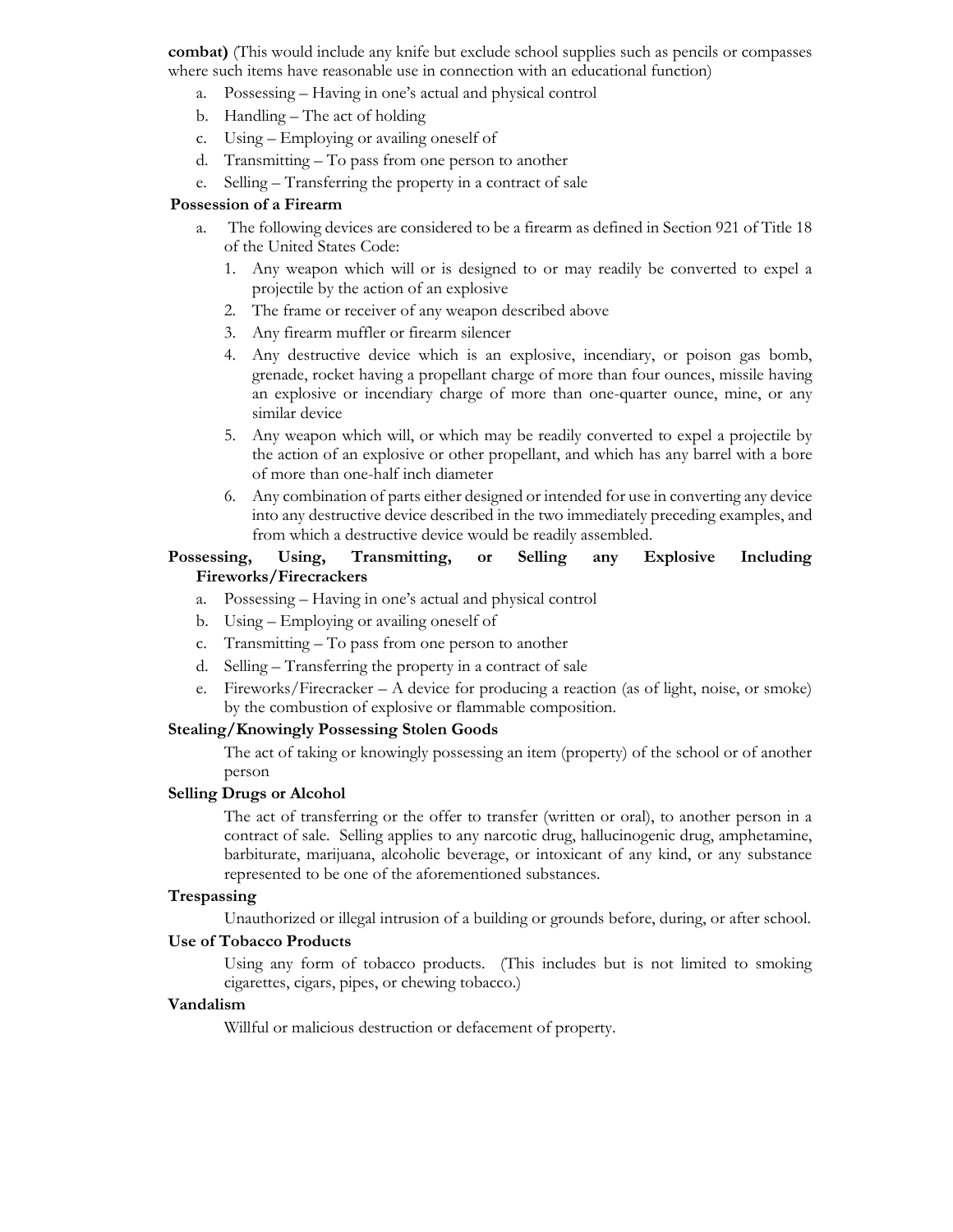**combat)** (This would include any knife but exclude school supplies such as pencils or compasses where such items have reasonable use in connection with an educational function)

a. Possessing – Having in one's actual and physical control
b. Handling – The act of holding
c. Using – Employing or availing oneself of
d. Transmitting – To pass from one person to another
e. Selling – Transferring the property in a contract of sale

**Possession of a Firearm**

a. The following devices are considered to be a firearm as defined in Section 921 of Title 18 of the United States Code:
   1. Any weapon which will or is designed to or may readily be converted to expel a projectile by the action of an explosive
   2. The frame or receiver of any weapon described above
   3. Any firearm muffler or firearm silencer
   4. Any destructive device which is an explosive, incendiary, or poison gas bomb, grenade, rocket having a propellant charge of more than four ounces, missile having an explosive or incendiary charge of more than one-quarter ounce, mine, or any similar device
   5. Any weapon which will, or which may be readily converted to expel a projectile by the action of an explosive or other propellant, and which has any barrel with a bore of more than one-half inch diameter
   6. Any combination of parts either designed or intended for use in converting any device into any destructive device described in the two immediately preceding examples, and from which a destructive device would be readily assembled.

**Possessing, Using, Transmitting, or Selling any Explosive Including Fireworks/Firecrackers**

a. Possessing – Having in one's actual and physical control
b. Using – Employing or availing oneself of
c. Transmitting – To pass from one person to another
d. Selling – Transferring the property in a contract of sale
e. Fireworks/Firecracker – A device for producing a reaction (as of light, noise, or smoke) by the combustion of explosive or flammable composition.

**Stealing/Knowingly Possessing Stolen Goods**

The act of taking or knowingly possessing an item (property) of the school or of another person

**Selling Drugs or Alcohol**

The act of transferring or the offer to transfer (written or oral), to another person in a contract of sale. Selling applies to any narcotic drug, hallucinogenic drug, amphetamine, barbiturate, marijuana, alcoholic beverage, or intoxicant of any kind, or any substance represented to be one of the aforementioned substances.

**Trespassing**

Unauthorized or illegal intrusion of a building or grounds before, during, or after school.

**Use of Tobacco Products**

Using any form of tobacco products. (This includes but is not limited to smoking cigarettes, cigars, pipes, or chewing tobacco.)

**Vandalism**

Willful or malicious destruction or defacement of property.